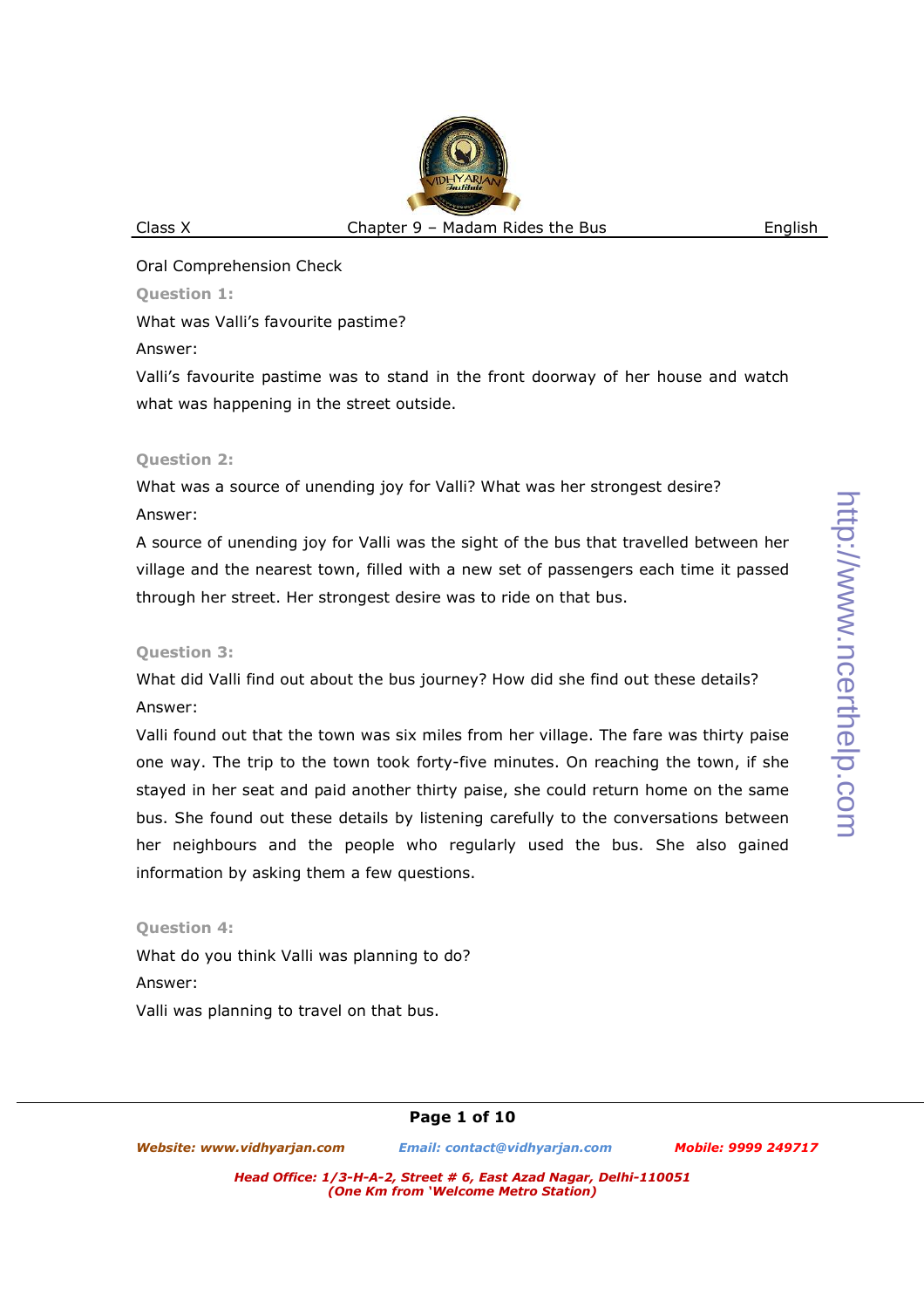Oral Comprehension Check

**Question 1:**

What was Valli's favourite pastime?

Answer:

Valli's favourite pastime was to stand in the front doorway of her house and watch what was happening in the street outside.

**Question 2:**

What was a source of unending joy for Valli? What was her strongest desire?

Answer:

A source of unending joy for Valli was the sight of the bus that travelled between her village and the nearest town, filled with a new set of passengers each time it passed through her street. Her strongest desire was to ride on that bus.

**Question 3:**

What did Valli find out about the bus journey? How did she find out these details?

Answer:

Valli found out that the town was six miles from her village. The fare was thirty paise one way. The trip to the town took forty-five minutes. On reaching the town, if she stayed in her seat and paid another thirty paise, she could return home on the same bus. She found out these details by listening carefully to the conversations between her neighbours and the people who regularly used the bus. She also gained information by asking them a few questions.

**Question 4:**

What do you think Valli was planning to do?

Answer:

Valli was planning to travel on that bus.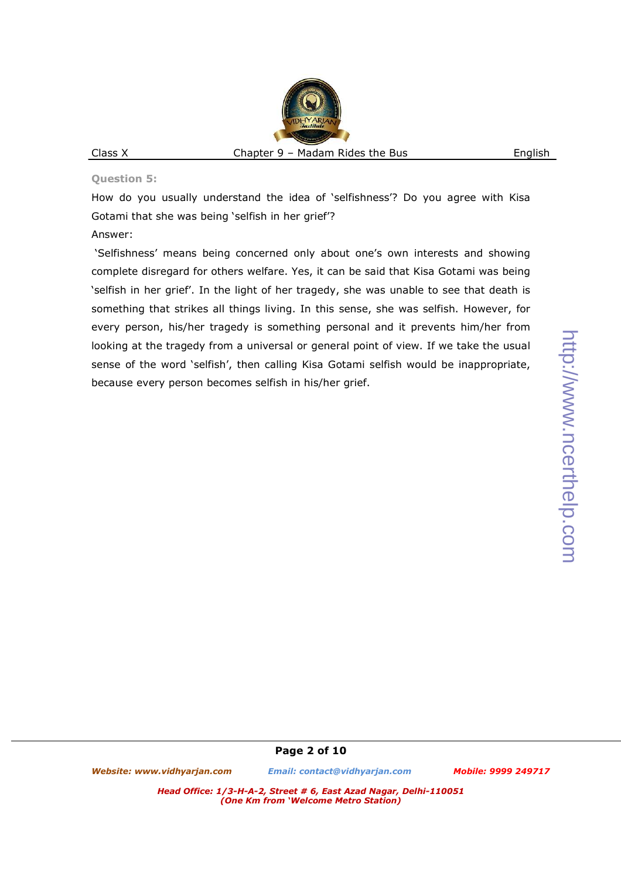**Question 5:**

How do you usually understand the idea of 'selfishness'? Do you agree with Kisa Gotami that she was being 'selfish in her grief'?

Answer:

'Selfishness' means being concerned only about one's own interests and showing complete disregard for others welfare. Yes, it can be said that Kisa Gotami was being 'selfish in her grief'. In the light of her tragedy, she was unable to see that death is something that strikes all things living. In this sense, she was selfish. However, for every person, his/her tragedy is something personal and it prevents him/her from looking at the tragedy from a universal or general point of view. If we take the usual sense of the word 'selfish', then calling Kisa Gotami selfish would be inappropriate, because every person becomes selfish in his/her grief.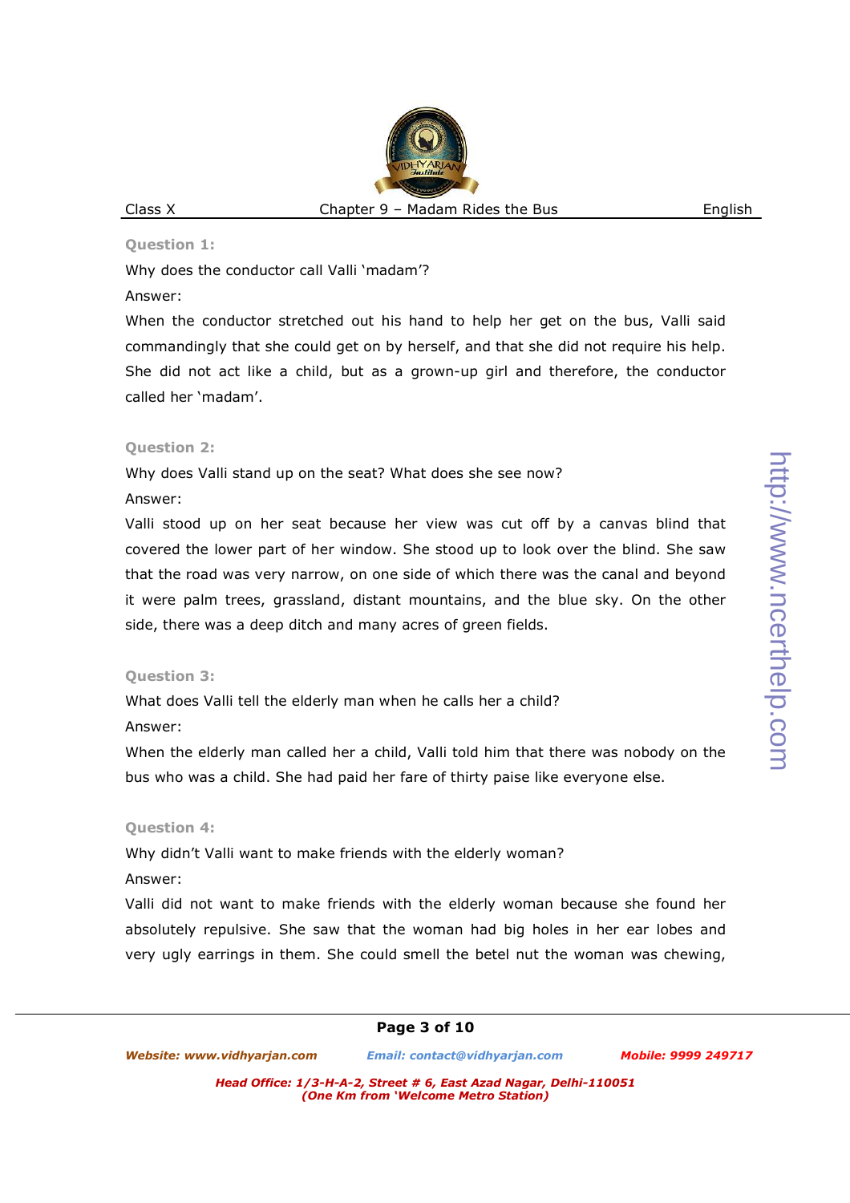**Question 1:**

Why does the conductor call Valli 'madam'?

Answer:

When the conductor stretched out his hand to help her get on the bus, Valli said commandingly that she could get on by herself, and that she did not require his help. She did not act like a child, but as a grown-up girl and therefore, the conductor called her 'madam'.

**Question 2:**

Why does Valli stand up on the seat? What does she see now?

Answer:

Valli stood up on her seat because her view was cut off by a canvas blind that covered the lower part of her window. She stood up to look over the blind. She saw that the road was very narrow, on one side of which there was the canal and beyond it were palm trees, grassland, distant mountains, and the blue sky. On the other side, there was a deep ditch and many acres of green fields.

**Question 3:**

What does Valli tell the elderly man when he calls her a child?

Answer:

When the elderly man called her a child, Valli told him that there was nobody on the bus who was a child. She had paid her fare of thirty paise like everyone else.

**Question 4:**

Why didn't Valli want to make friends with the elderly woman?

Answer:

Valli did not want to make friends with the elderly woman because she found her absolutely repulsive. She saw that the woman had big holes in her ear lobes and very ugly earrings in them. She could smell the betel nut the woman was chewing,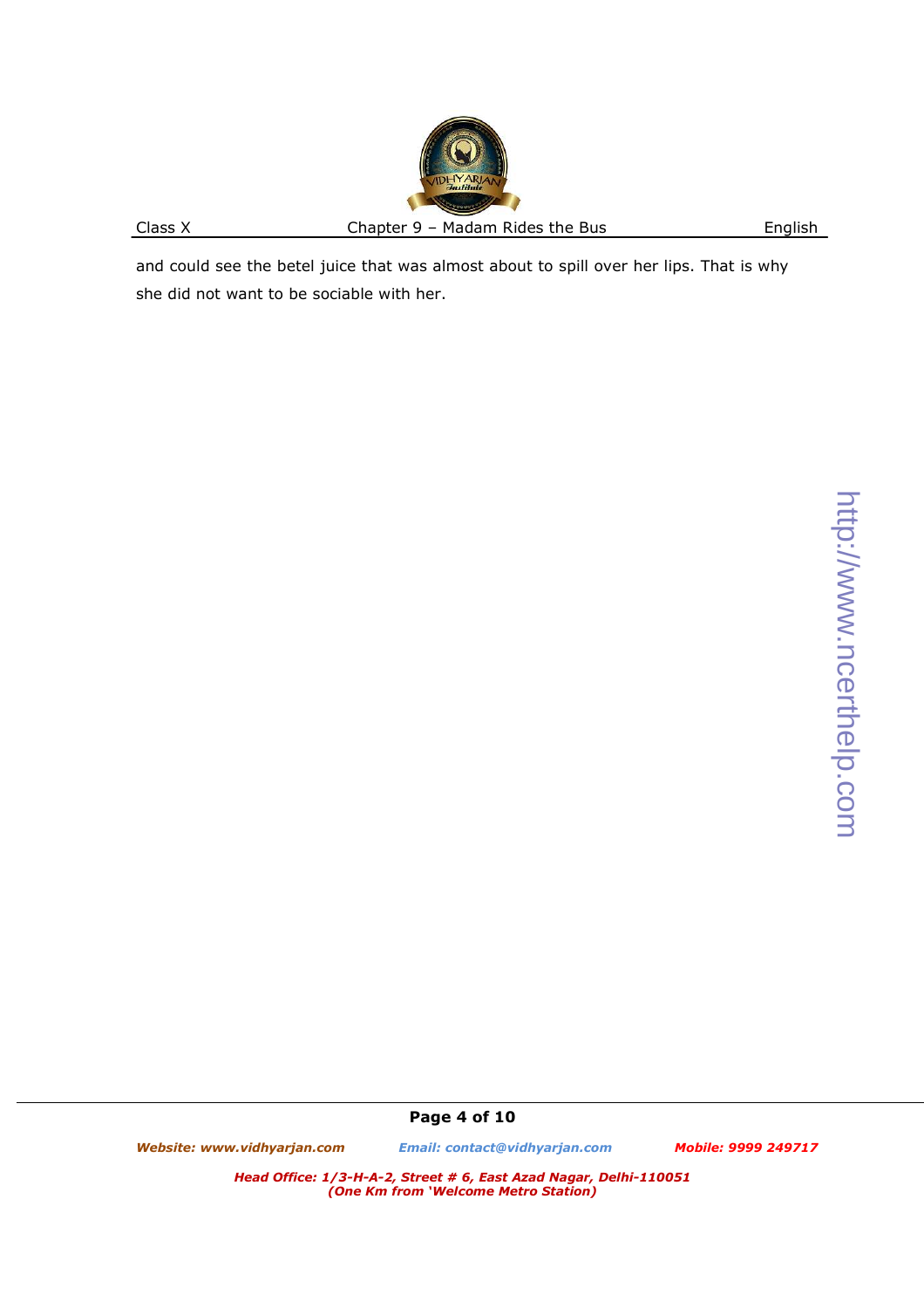and could see the betel juice that was almost about to spill over her lips. That is why she did not want to be sociable with her.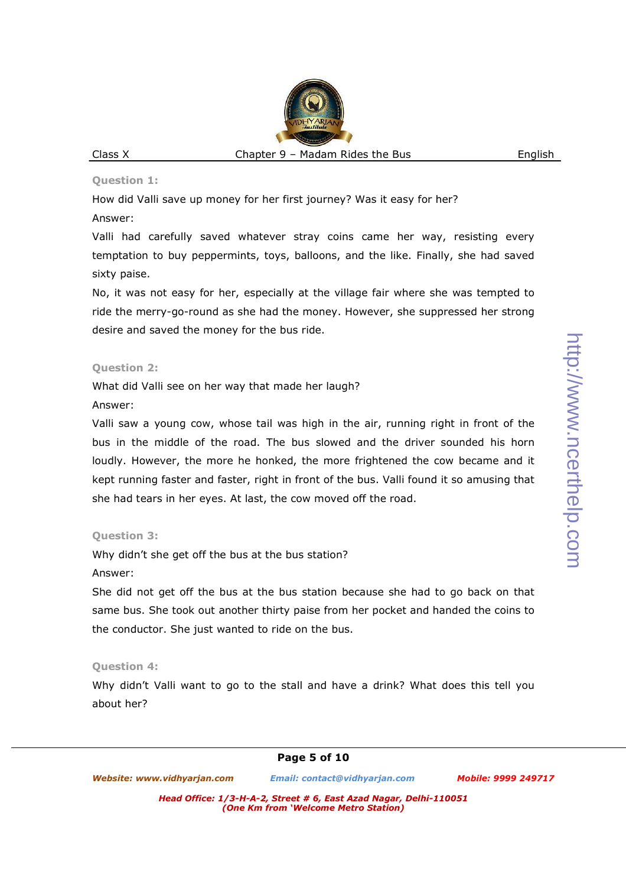**Question 1:**

How did Valli save up money for her first journey? Was it easy for her?

Answer:

Valli had carefully saved whatever stray coins came her way, resisting every temptation to buy peppermints, toys, balloons, and the like. Finally, she had saved sixty paise.

No, it was not easy for her, especially at the village fair where she was tempted to ride the merry-go-round as she had the money. However, she suppressed her strong desire and saved the money for the bus ride.

**Question 2:**

What did Valli see on her way that made her laugh?

Answer:

Valli saw a young cow, whose tail was high in the air, running right in front of the bus in the middle of the road. The bus slowed and the driver sounded his horn loudly. However, the more he honked, the more frightened the cow became and it kept running faster and faster, right in front of the bus. Valli found it so amusing that she had tears in her eyes. At last, the cow moved off the road.

**Question 3:**

Why didn't she get off the bus at the bus station?

Answer:

She did not get off the bus at the bus station because she had to go back on that same bus. She took out another thirty paise from her pocket and handed the coins to the conductor. She just wanted to ride on the bus.

**Question 4:**

Why didn't Valli want to go to the stall and have a drink? What does this tell you about her?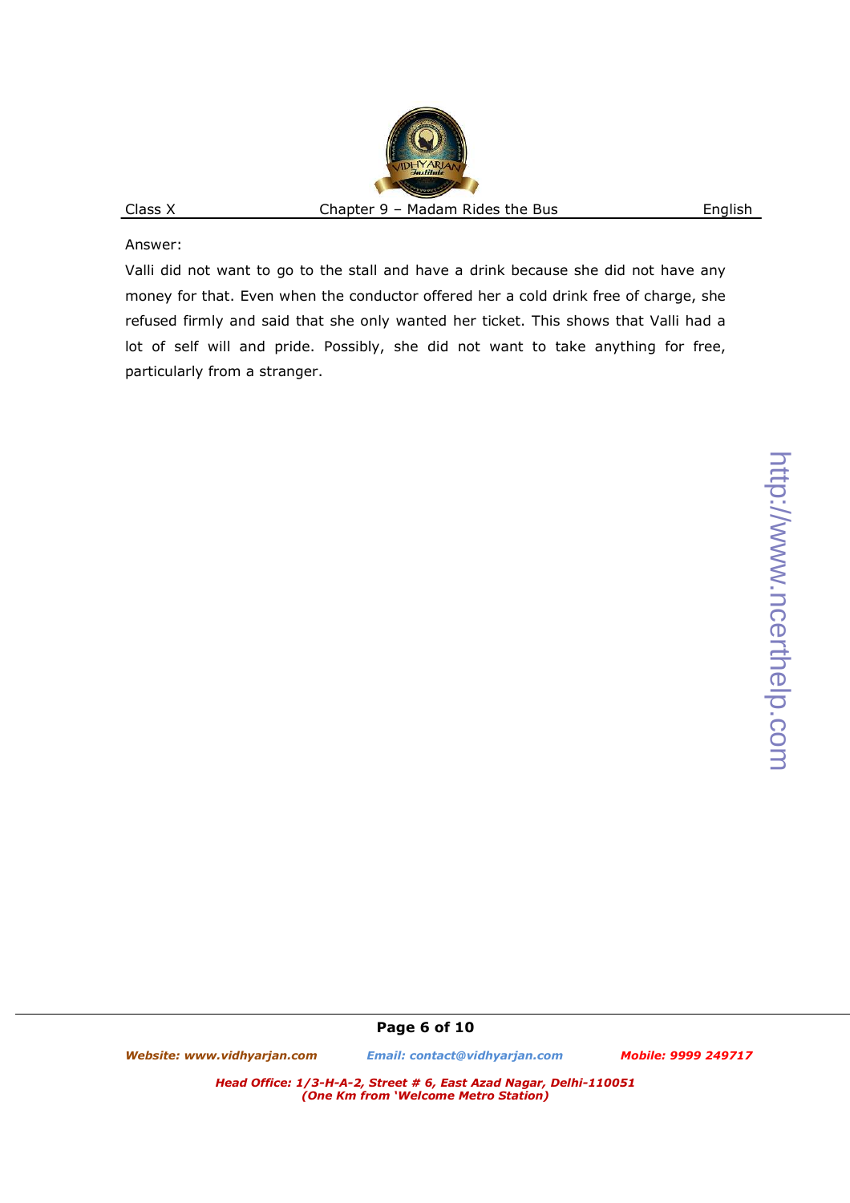Answer:

Valli did not want to go to the stall and have a drink because she did not have any money for that. Even when the conductor offered her a cold drink free of charge, she refused firmly and said that she only wanted her ticket. This shows that Valli had a lot of self will and pride. Possibly, she did not want to take anything for free, particularly from a stranger.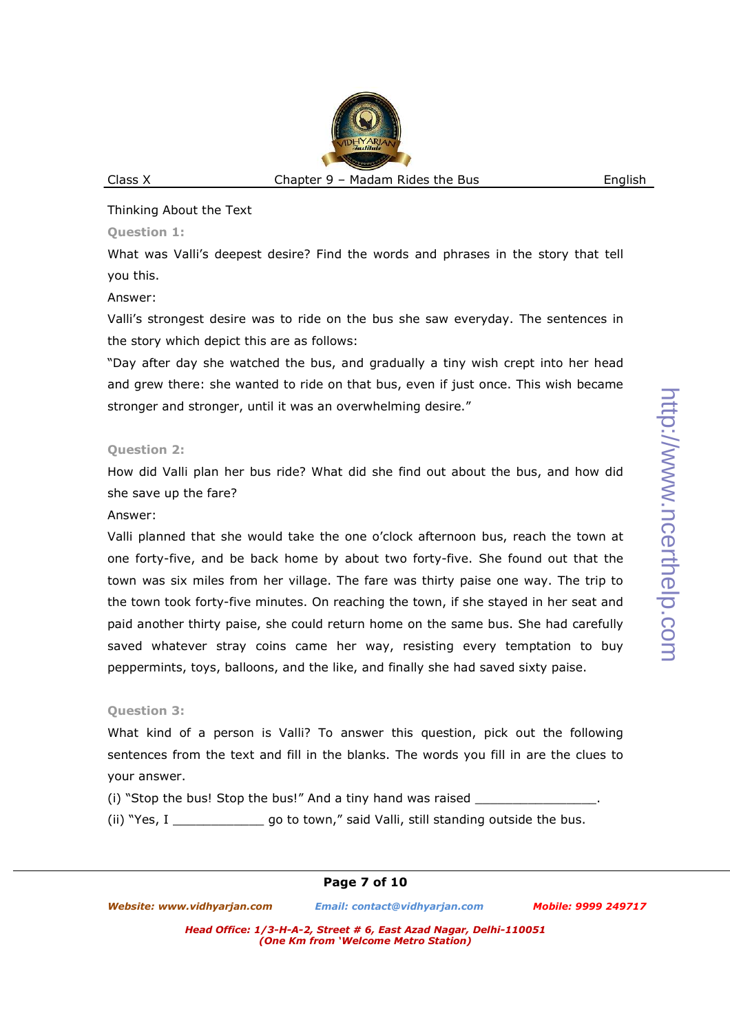Thinking About the Text

**Question 1:**

What was Valli's deepest desire? Find the words and phrases in the story that tell you this.

Answer:

Valli's strongest desire was to ride on the bus she saw everyday. The sentences in the story which depict this are as follows:

"Day after day she watched the bus, and gradually a tiny wish crept into her head and grew there: she wanted to ride on that bus, even if just once. This wish became stronger and stronger, until it was an overwhelming desire."

**Question 2:**

How did Valli plan her bus ride? What did she find out about the bus, and how did she save up the fare?

Answer:

Valli planned that she would take the one o'clock afternoon bus, reach the town at one forty-five, and be back home by about two forty-five. She found out that the town was six miles from her village. The fare was thirty paise one way. The trip to the town took forty-five minutes. On reaching the town, if she stayed in her seat and paid another thirty paise, she could return home on the same bus. She had carefully saved whatever stray coins came her way, resisting every temptation to buy peppermints, toys, balloons, and the like, and finally she had saved sixty paise.

**Question 3:**

What kind of a person is Valli? To answer this question, pick out the following sentences from the text and fill in the blanks. The words you fill in are the clues to your answer.

(i) "Stop the bus! Stop the bus!" And a tiny hand was raised ________________.

(ii) "Yes, I ____________ go to town," said Valli, still standing outside the bus.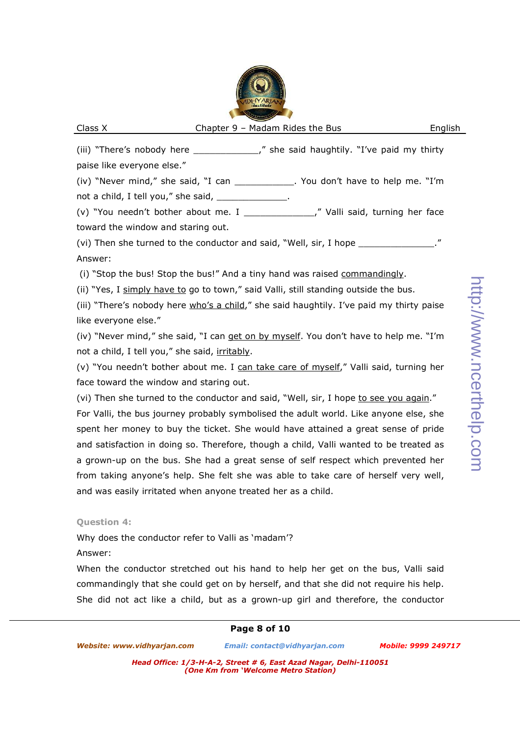(iii) "There's nobody here _____________," she said haughtily. "I've paid my thirty paise like everyone else."

(iv) "Never mind," she said, "I can ____________. You don't have to help me. "I'm not a child, I tell you," she said, ______________.

(v) "You needn't bother about me. I ______________," Valli said, turning her face toward the window and staring out.

(vi) Then she turned to the conductor and said, "Well, sir, I hope _______________."

Answer:

(i) "Stop the bus! Stop the bus!" And a tiny hand was raised <u>commandingly</u>.

(ii) "Yes, I <u>simply have to</u> go to town," said Valli, still standing outside the bus.

(iii) "There's nobody here <u>who's a child</u>," she said haughtily. I've paid my thirty paise like everyone else."

(iv) "Never mind," she said, "I can <u>get on by myself</u>. You don't have to help me. "I'm not a child, I tell you," she said, <u>irritably</u>.

(v) "You needn't bother about me. I <u>can take care of myself</u>," Valli said, turning her face toward the window and staring out.

(vi) Then she turned to the conductor and said, "Well, sir, I hope <u>to see you again</u>."

For Valli, the bus journey probably symbolised the adult world. Like anyone else, she spent her money to buy the ticket. She would have attained a great sense of pride and satisfaction in doing so. Therefore, though a child, Valli wanted to be treated as a grown-up on the bus. She had a great sense of self respect which prevented her from taking anyone's help. She felt she was able to take care of herself very well, and was easily irritated when anyone treated her as a child.

**Question 4:**

Why does the conductor refer to Valli as 'madam'?

Answer:

When the conductor stretched out his hand to help her get on the bus, Valli said commandingly that she could get on by herself, and that she did not require his help. She did not act like a child, but as a grown-up girl and therefore, the conductor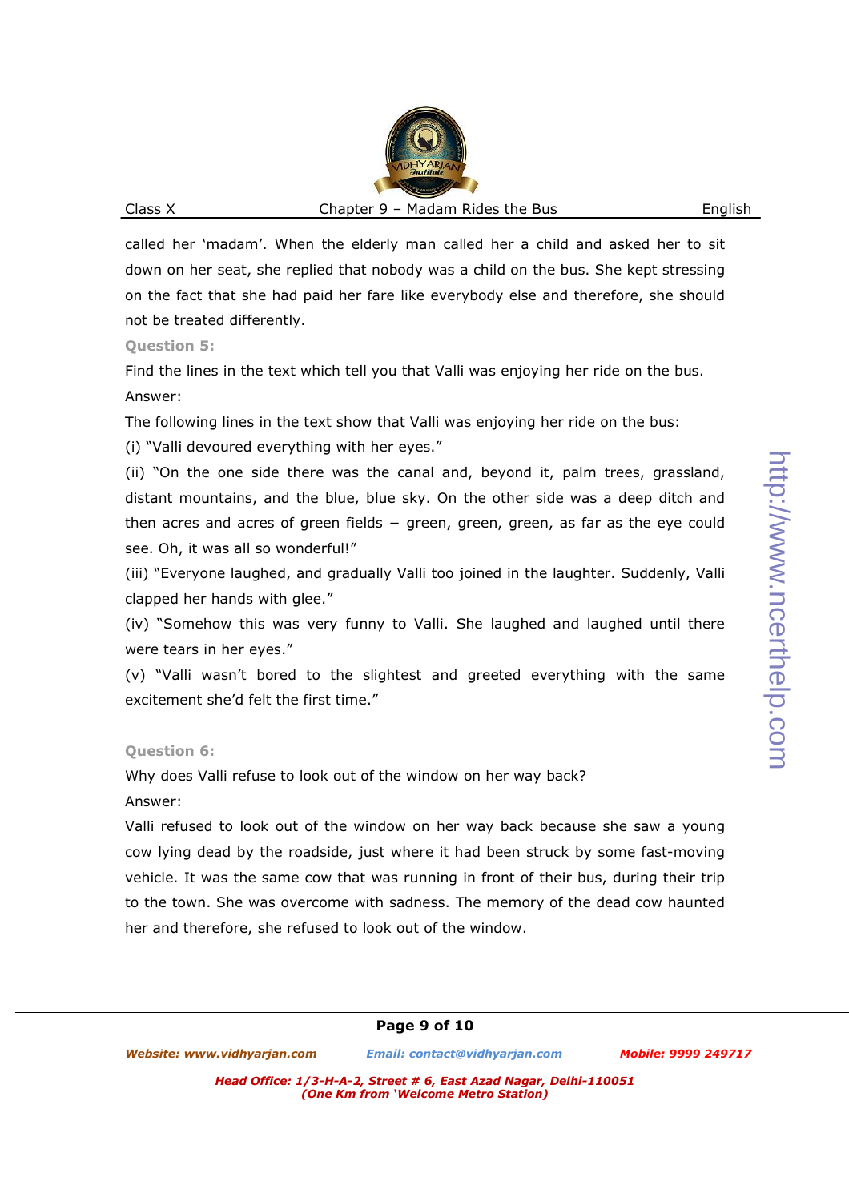called her 'madam'. When the elderly man called her a child and asked her to sit down on her seat, she replied that nobody was a child on the bus. She kept stressing on the fact that she had paid her fare like everybody else and therefore, she should not be treated differently.

**Question 5:**

Find the lines in the text which tell you that Valli was enjoying her ride on the bus.

Answer:

The following lines in the text show that Valli was enjoying her ride on the bus:

(i) "Valli devoured everything with her eyes."

(ii) "On the one side there was the canal and, beyond it, palm trees, grassland, distant mountains, and the blue, blue sky. On the other side was a deep ditch and then acres and acres of green fields – green, green, green, as far as the eye could see. Oh, it was all so wonderful!"

(iii) "Everyone laughed, and gradually Valli too joined in the laughter. Suddenly, Valli clapped her hands with glee."

(iv) "Somehow this was very funny to Valli. She laughed and laughed until there were tears in her eyes."

(v) "Valli wasn't bored to the slightest and greeted everything with the same excitement she'd felt the first time."

**Question 6:**

Why does Valli refuse to look out of the window on her way back?

Answer:

Valli refused to look out of the window on her way back because she saw a young cow lying dead by the roadside, just where it had been struck by some fast-moving vehicle. It was the same cow that was running in front of their bus, during their trip to the town. She was overcome with sadness. The memory of the dead cow haunted her and therefore, she refused to look out of the window.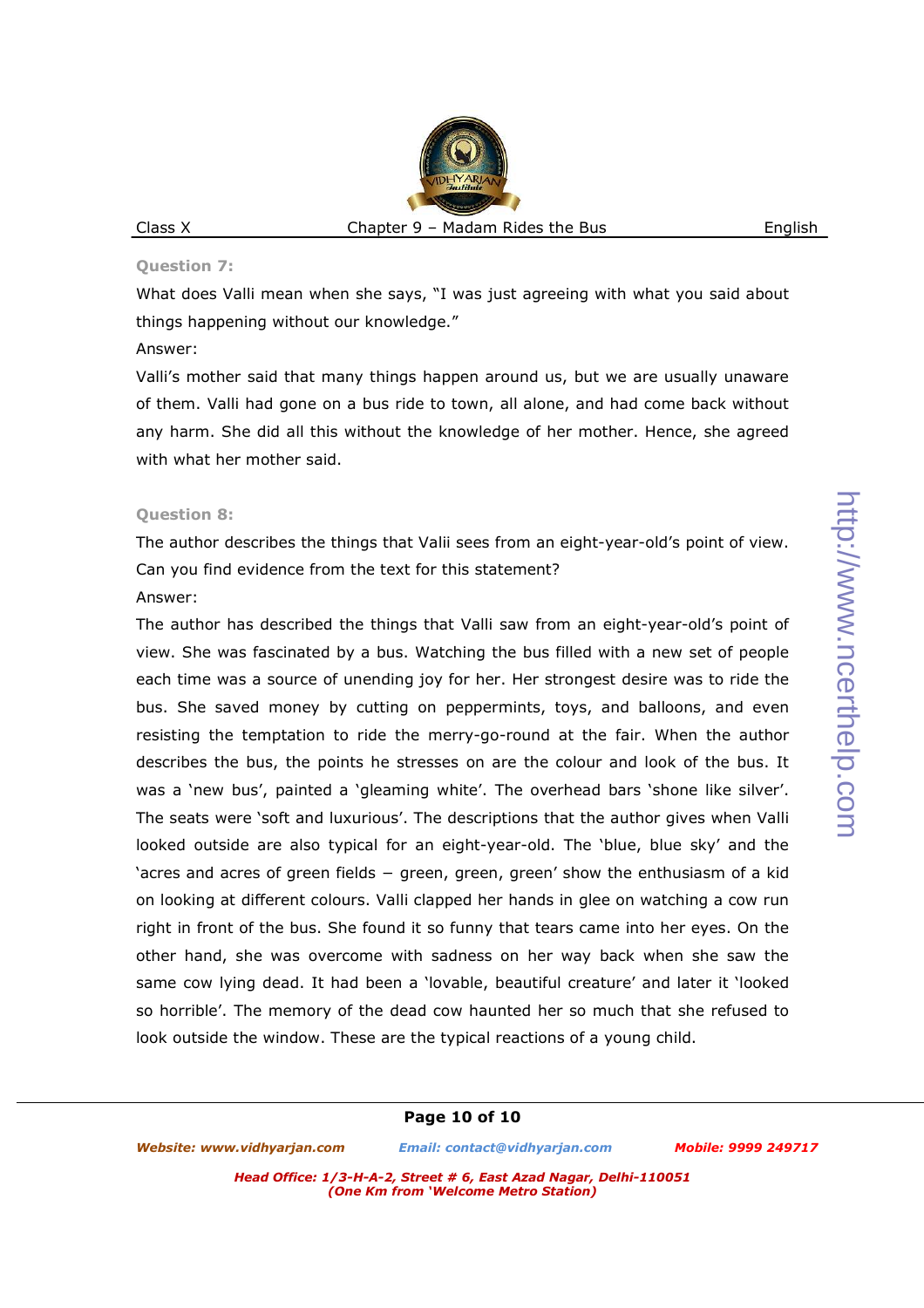**Question 7:**

What does Valli mean when she says, "I was just agreeing with what you said about things happening without our knowledge."

Answer:

Valli's mother said that many things happen around us, but we are usually unaware of them. Valli had gone on a bus ride to town, all alone, and had come back without any harm. She did all this without the knowledge of her mother. Hence, she agreed with what her mother said.

**Question 8:**

The author describes the things that Valii sees from an eight-year-old's point of view. Can you find evidence from the text for this statement?

Answer:

The author has described the things that Valli saw from an eight-year-old's point of view. She was fascinated by a bus. Watching the bus filled with a new set of people each time was a source of unending joy for her. Her strongest desire was to ride the bus. She saved money by cutting on peppermints, toys, and balloons, and even resisting the temptation to ride the merry-go-round at the fair. When the author describes the bus, the points he stresses on are the colour and look of the bus. It was a 'new bus', painted a 'gleaming white'. The overhead bars 'shone like silver'. The seats were 'soft and luxurious'. The descriptions that the author gives when Valli looked outside are also typical for an eight-year-old. The 'blue, blue sky' and the 'acres and acres of green fields – green, green, green' show the enthusiasm of a kid on looking at different colours. Valli clapped her hands in glee on watching a cow run right in front of the bus. She found it so funny that tears came into her eyes. On the other hand, she was overcome with sadness on her way back when she saw the same cow lying dead. It had been a 'lovable, beautiful creature' and later it 'looked so horrible'. The memory of the dead cow haunted her so much that she refused to look outside the window. These are the typical reactions of a young child.